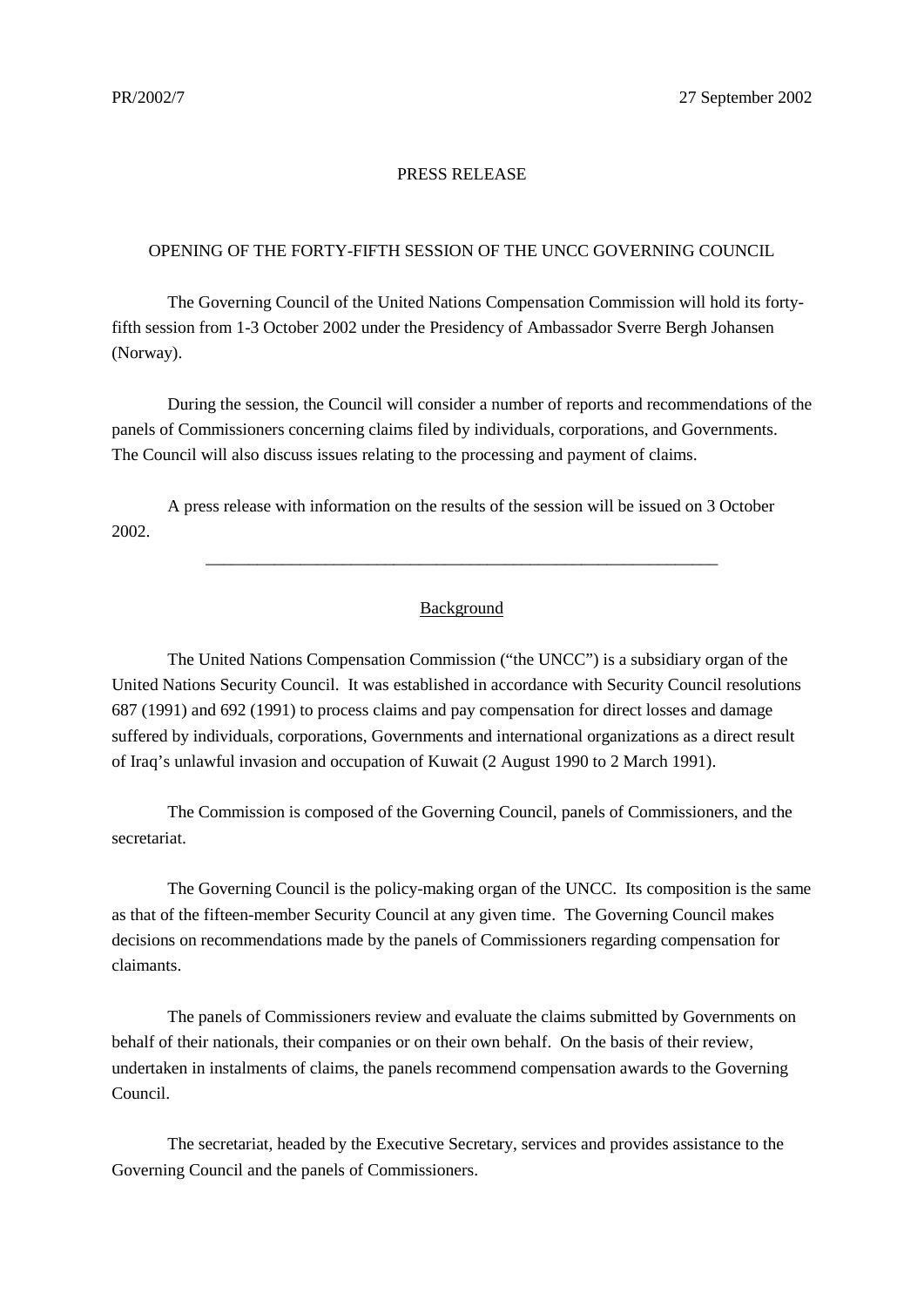PR/2002/7 27 September 2002

PRESS RELEASE

# OPENING OF THE FORTY-FIFTH SESSION OF THE UNCC GOVERNING COUNCIL

The Governing Council of the United Nations Compensation Commission will hold its forty-fifth session from 1-3 October 2002 under the Presidency of Ambassador Sverre Bergh Johansen (Norway).

During the session, the Council will consider a number of reports and recommendations of the panels of Commissioners concerning claims filed by individuals, corporations, and Governments. The Council will also discuss issues relating to the processing and payment of claims.

A press release with information on the results of the session will be issued on 3 October 2002.

---

## Background

The United Nations Compensation Commission ("the UNCC") is a subsidiary organ of the United Nations Security Council. It was established in accordance with Security Council resolutions 687 (1991) and 692 (1991) to process claims and pay compensation for direct losses and damage suffered by individuals, corporations, Governments and international organizations as a direct result of Iraq's unlawful invasion and occupation of Kuwait (2 August 1990 to 2 March 1991).

The Commission is composed of the Governing Council, panels of Commissioners, and the secretariat.

The Governing Council is the policy-making organ of the UNCC. Its composition is the same as that of the fifteen-member Security Council at any given time. The Governing Council makes decisions on recommendations made by the panels of Commissioners regarding compensation for claimants.

The panels of Commissioners review and evaluate the claims submitted by Governments on behalf of their nationals, their companies or on their own behalf. On the basis of their review, undertaken in instalments of claims, the panels recommend compensation awards to the Governing Council.

The secretariat, headed by the Executive Secretary, services and provides assistance to the Governing Council and the panels of Commissioners.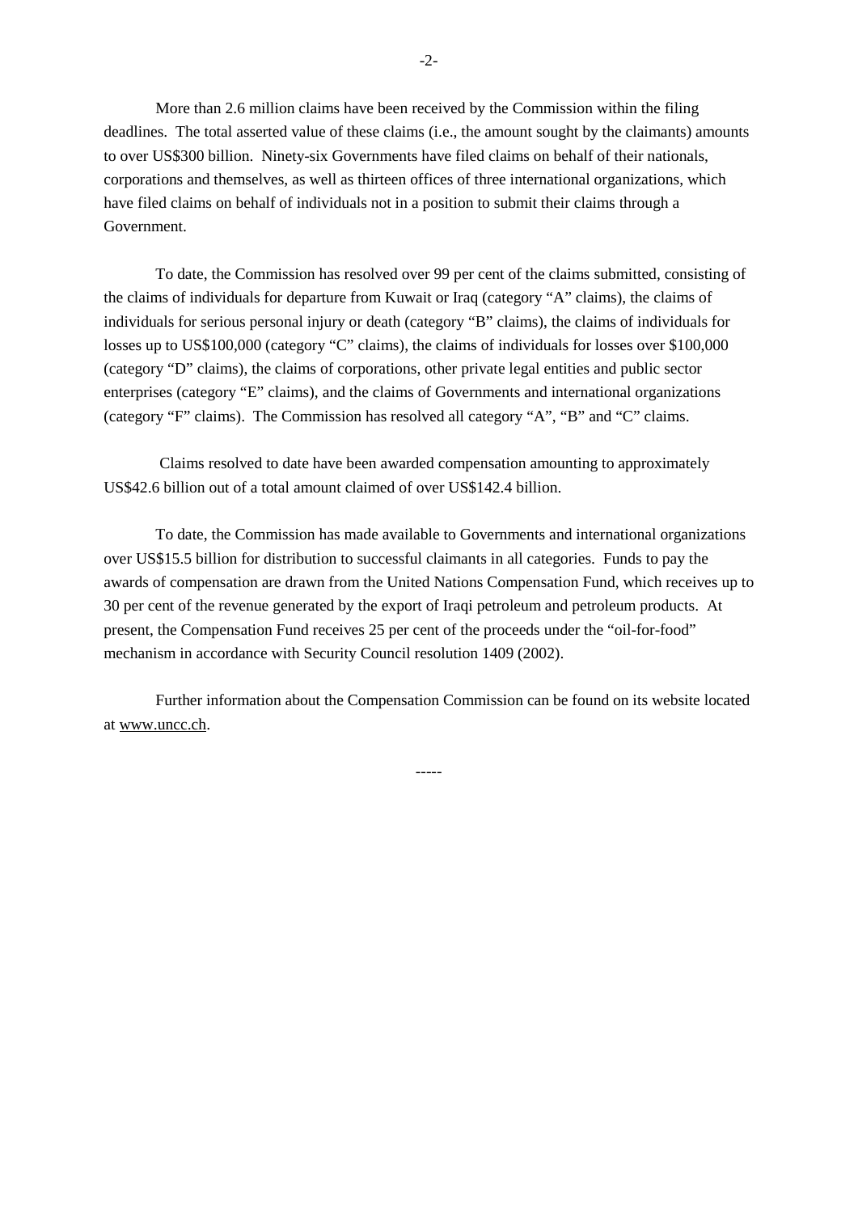More than 2.6 million claims have been received by the Commission within the filing deadlines. The total asserted value of these claims (i.e., the amount sought by the claimants) amounts to over US$300 billion. Ninety-six Governments have filed claims on behalf of their nationals, corporations and themselves, as well as thirteen offices of three international organizations, which have filed claims on behalf of individuals not in a position to submit their claims through a Government.

To date, the Commission has resolved over 99 per cent of the claims submitted, consisting of the claims of individuals for departure from Kuwait or Iraq (category "A" claims), the claims of individuals for serious personal injury or death (category "B" claims), the claims of individuals for losses up to US$100,000 (category "C" claims), the claims of individuals for losses over $100,000 (category "D" claims), the claims of corporations, other private legal entities and public sector enterprises (category "E" claims), and the claims of Governments and international organizations (category "F" claims). The Commission has resolved all category "A", "B" and "C" claims.

Claims resolved to date have been awarded compensation amounting to approximately US$42.6 billion out of a total amount claimed of over US$142.4 billion.

To date, the Commission has made available to Governments and international organizations over US$15.5 billion for distribution to successful claimants in all categories. Funds to pay the awards of compensation are drawn from the United Nations Compensation Fund, which receives up to 30 per cent of the revenue generated by the export of Iraqi petroleum and petroleum products. At present, the Compensation Fund receives 25 per cent of the proceeds under the "oil-for-food" mechanism in accordance with Security Council resolution 1409 (2002).

Further information about the Compensation Commission can be found on its website located at www.uncc.ch.

-----